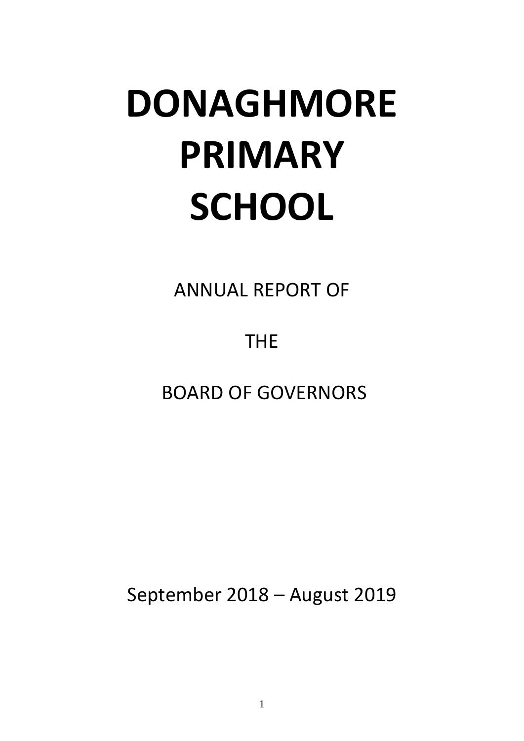# DONAGHMORE PRIMARY SCHOOL

ANNUAL REPORT OF

THE

BOARD OF GOVERNORS

September 2018 – August 2019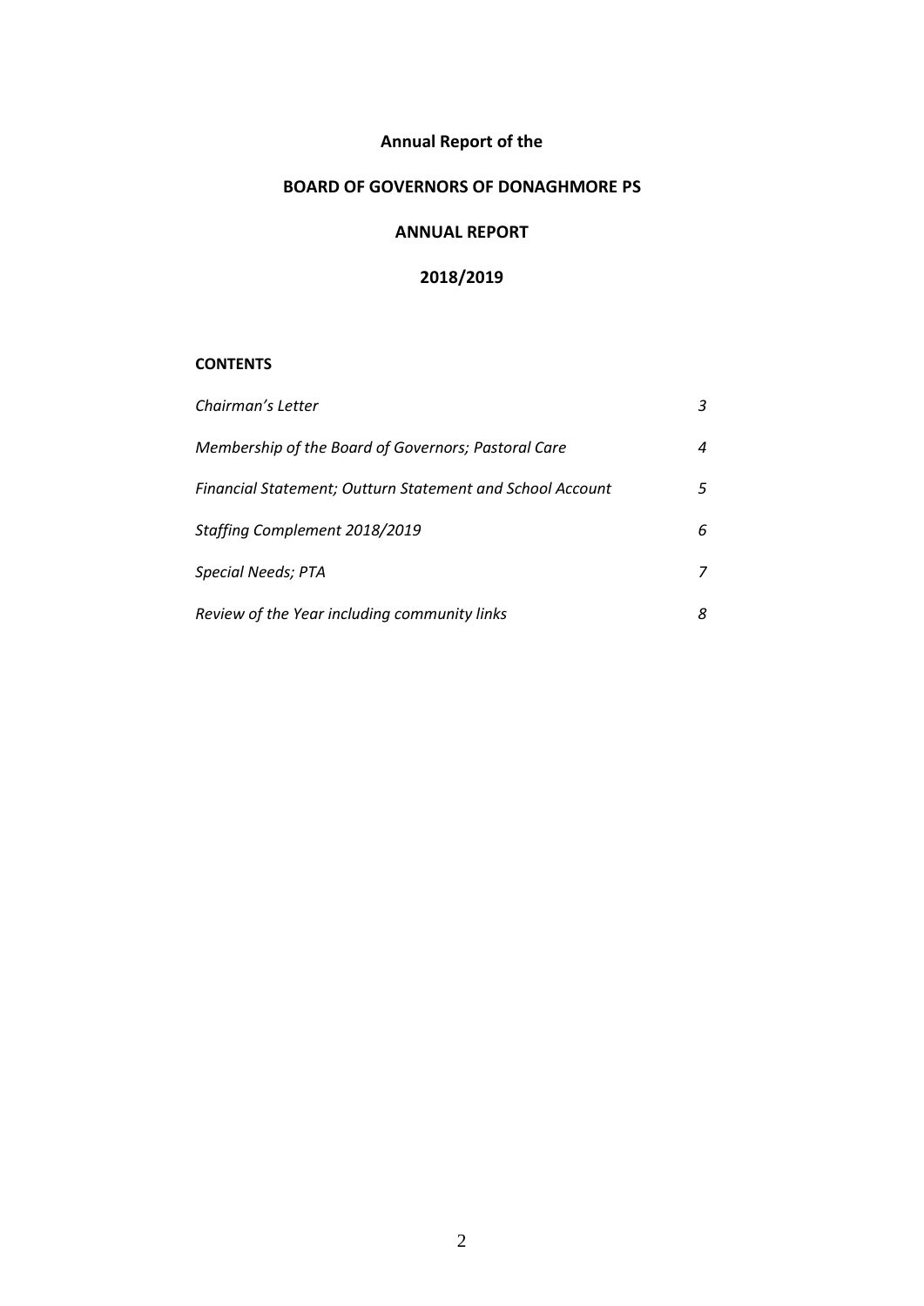# Annual Report of the

## BOARD OF GOVERNORS OF DONAGHMORE PS

## ANNUAL REPORT

## 2018/2019

**CONTENTS**

| | |
|---|---|
| *Chairman's Letter* | *3* |
| *Membership of the Board of Governors; Pastoral Care* | *4* |
| *Financial Statement; Outturn Statement and School Account* | *5* |
| *Staffing Complement 2018/2019* | *6* |
| *Special Needs; PTA* | *7* |
| *Review of the Year including community links* | *8* |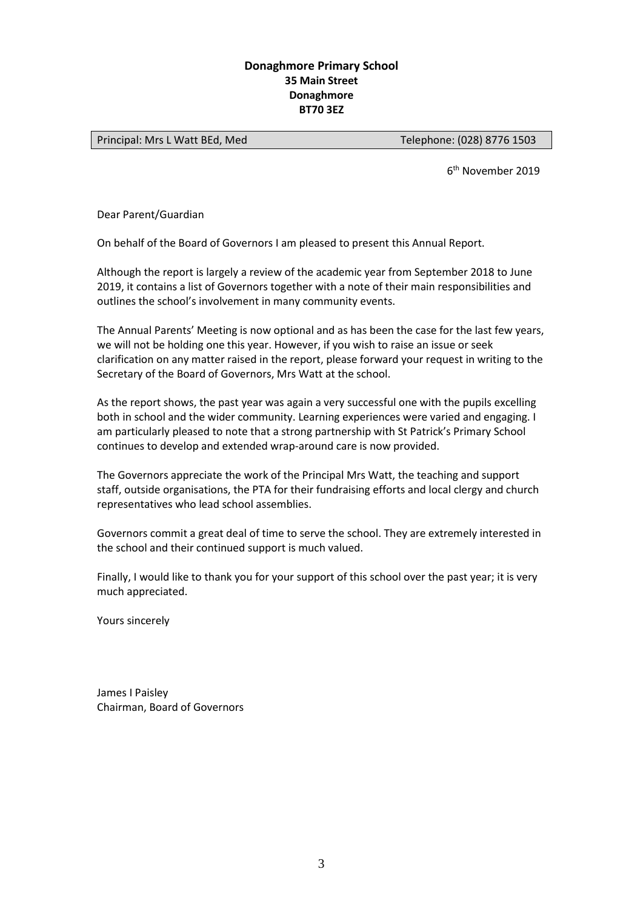**Donaghmore Primary School**
**35 Main Street**
**Donaghmore**
**BT70 3EZ**

| Principal: Mrs L Watt BEd, Med | Telephone: (028) 8776 1503 |
| --- | --- |

6th November 2019

Dear Parent/Guardian

On behalf of the Board of Governors I am pleased to present this Annual Report.

Although the report is largely a review of the academic year from September 2018 to June 2019, it contains a list of Governors together with a note of their main responsibilities and outlines the school's involvement in many community events.

The Annual Parents' Meeting is now optional and as has been the case for the last few years, we will not be holding one this year. However, if you wish to raise an issue or seek clarification on any matter raised in the report, please forward your request in writing to the Secretary of the Board of Governors, Mrs Watt at the school.

As the report shows, the past year was again a very successful one with the pupils excelling both in school and the wider community. Learning experiences were varied and engaging. I am particularly pleased to note that a strong partnership with St Patrick's Primary School continues to develop and extended wrap-around care is now provided.

The Governors appreciate the work of the Principal Mrs Watt, the teaching and support staff, outside organisations, the PTA for their fundraising efforts and local clergy and church representatives who lead school assemblies.

Governors commit a great deal of time to serve the school. They are extremely interested in the school and their continued support is much valued.

Finally, I would like to thank you for your support of this school over the past year; it is very much appreciated.

Yours sincerely

James I Paisley
Chairman, Board of Governors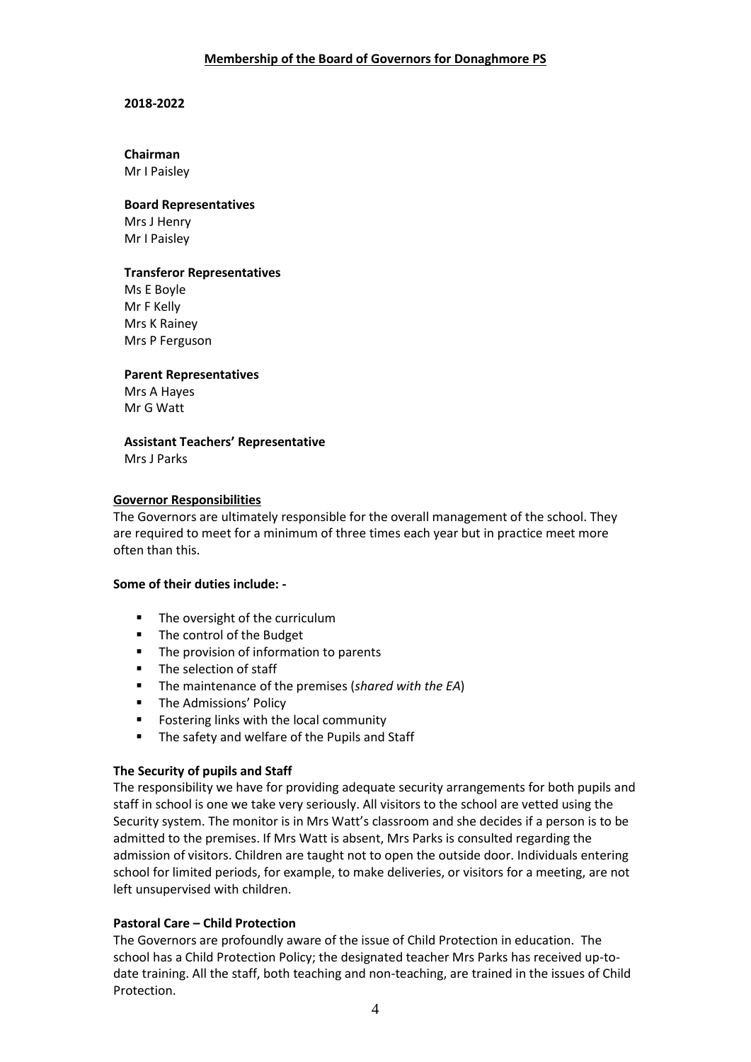## Membership of the Board of Governors for Donaghmore PS

**2018-2022**

**Chairman**
Mr I Paisley

**Board Representatives**
Mrs J Henry
Mr I Paisley

**Transferor Representatives**
Ms E Boyle
Mr F Kelly
Mrs K Rainey
Mrs P Ferguson

**Parent Representatives**
Mrs A Hayes
Mr G Watt

**Assistant Teachers' Representative**
Mrs J Parks

### Governor Responsibilities

The Governors are ultimately responsible for the overall management of the school. They are required to meet for a minimum of three times each year but in practice meet more often than this.

**Some of their duties include: -**

- The oversight of the curriculum
- The control of the Budget
- The provision of information to parents
- The selection of staff
- The maintenance of the premises (*shared with the EA*)
- The Admissions' Policy
- Fostering links with the local community
- The safety and welfare of the Pupils and Staff

**The Security of pupils and Staff**

The responsibility we have for providing adequate security arrangements for both pupils and staff in school is one we take very seriously. All visitors to the school are vetted using the Security system. The monitor is in Mrs Watt's classroom and she decides if a person is to be admitted to the premises. If Mrs Watt is absent, Mrs Parks is consulted regarding the admission of visitors. Children are taught not to open the outside door. Individuals entering school for limited periods, for example, to make deliveries, or visitors for a meeting, are not left unsupervised with children.

**Pastoral Care – Child Protection**

The Governors are profoundly aware of the issue of Child Protection in education. The school has a Child Protection Policy; the designated teacher Mrs Parks has received up-to-date training. All the staff, both teaching and non-teaching, are trained in the issues of Child Protection.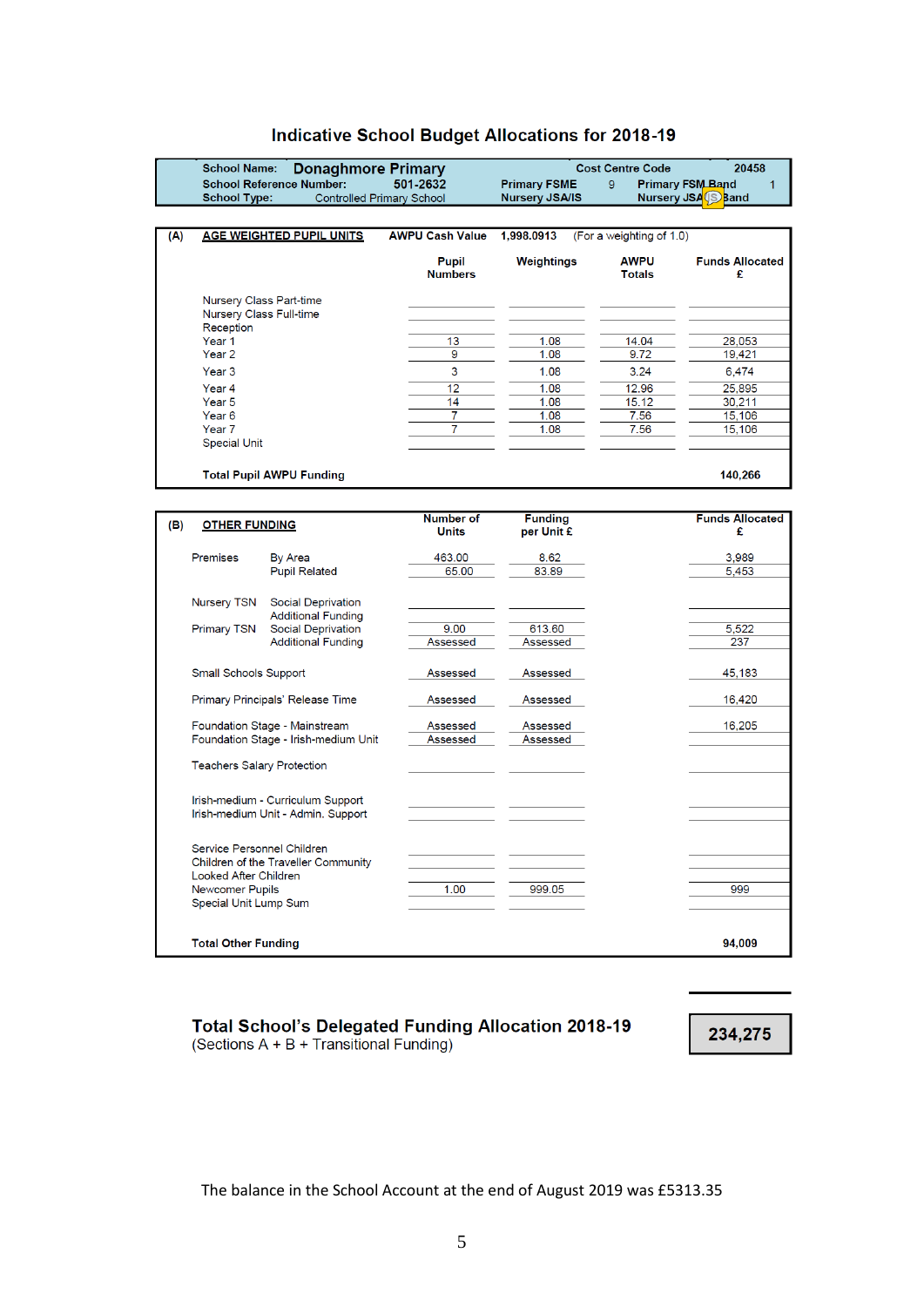## Indicative School Budget Allocations for 2018-19

| | | | |
|---|---|---|---|
| School Name: **Donaghmore Primary** | | Cost Centre Code | 20458 |
| School Reference Number: 501-2632 | Primary FSME 9 | Primary FSM Band | 1 |
| School Type: Controlled Primary School | Nursery JSA/IS | Nursery JSA/IS Band | |

**(A) AGE WEIGHTED PUPIL UNITS** — AWPU Cash Value 1,998.0913 (For a weighting of 1.0)

| | Pupil Numbers | Weightings | AWPU Totals | Funds Allocated £ |
|---|---|---|---|---|
| Nursery Class Part-time | | | | |
| Nursery Class Full-time | | | | |
| Reception | | | | |
| Year 1 | 13 | 1.08 | 14.04 | 28,053 |
| Year 2 | 9 | 1.08 | 9.72 | 19,421 |
| Year 3 | 3 | 1.08 | 3.24 | 6,474 |
| Year 4 | 12 | 1.08 | 12.96 | 25,895 |
| Year 5 | 14 | 1.08 | 15.12 | 30,211 |
| Year 6 | 7 | 1.08 | 7.56 | 15,106 |
| Year 7 | 7 | 1.08 | 7.56 | 15,106 |
| Special Unit | | | | |
| **Total Pupil AWPU Funding** | | | | **140,266** |

**(B) OTHER FUNDING**

| | | Number of Units | Funding per Unit £ | Funds Allocated £ |
|---|---|---|---|---|
| Premises | By Area | 463.00 | 8.62 | 3,989 |
| | Pupil Related | 65.00 | 83.89 | 5,453 |
| Nursery TSN | Social Deprivation | | | |
| | Additional Funding | | | |
| Primary TSN | Social Deprivation | 9.00 | 613.60 | 5,522 |
| | Additional Funding | Assessed | Assessed | 237 |
| Small Schools Support | | Assessed | Assessed | 45,183 |
| Primary Principals' Release Time | | Assessed | Assessed | 16,420 |
| Foundation Stage - Mainstream | | Assessed | Assessed | 16,205 |
| Foundation Stage - Irish-medium Unit | | Assessed | Assessed | |
| Teachers Salary Protection | | | | |
| Irish-medium - Curriculum Support | | | | |
| Irish-medium Unit - Admin. Support | | | | |
| Service Personnel Children | | | | |
| Children of the Traveller Community | | | | |
| Looked After Children | | | | |
| Newcomer Pupils | | 1.00 | 999.05 | 999 |
| Special Unit Lump Sum | | | | |
| **Total Other Funding** | | | | **94,009** |

**Total School's Delegated Funding Allocation 2018-19** **234,275**
(Sections A + B + Transitional Funding)

The balance in the School Account at the end of August 2019 was £5313.35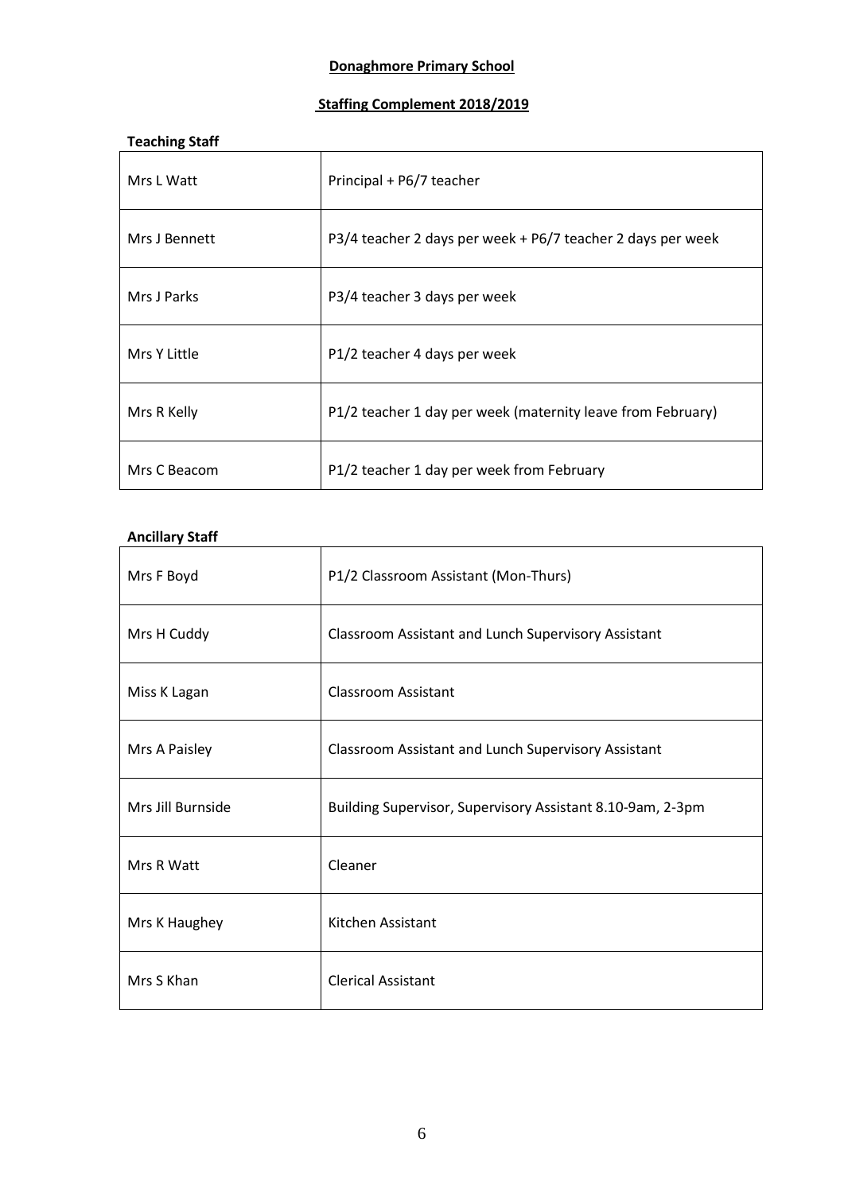# Donaghmore Primary School

## Staffing Complement 2018/2019

### Teaching Staff

| | |
|---|---|
| Mrs L Watt | Principal + P6/7 teacher |
| Mrs J Bennett | P3/4 teacher 2 days per week + P6/7 teacher 2 days per week |
| Mrs J Parks | P3/4 teacher 3 days per week |
| Mrs Y Little | P1/2 teacher 4 days per week |
| Mrs R Kelly | P1/2 teacher 1 day per week (maternity leave from February) |
| Mrs C Beacom | P1/2 teacher 1 day per week from February |

### Ancillary Staff

| | |
|---|---|
| Mrs F Boyd | P1/2 Classroom Assistant (Mon-Thurs) |
| Mrs H Cuddy | Classroom Assistant and Lunch Supervisory Assistant |
| Miss K Lagan | Classroom Assistant |
| Mrs A Paisley | Classroom Assistant and Lunch Supervisory Assistant |
| Mrs Jill Burnside | Building Supervisor, Supervisory Assistant 8.10-9am, 2-3pm |
| Mrs R Watt | Cleaner |
| Mrs K Haughey | Kitchen Assistant |
| Mrs S Khan | Clerical Assistant |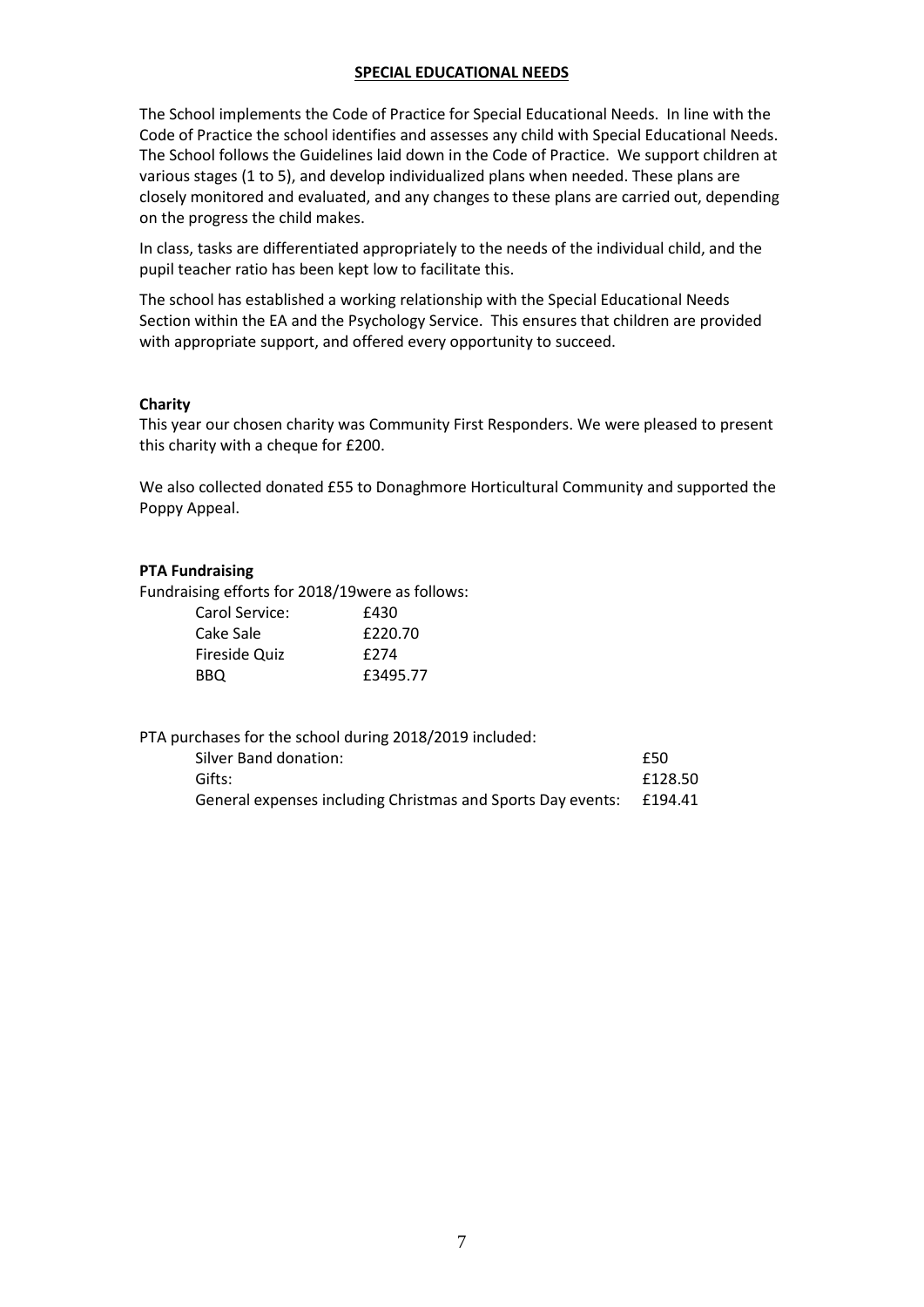## SPECIAL EDUCATIONAL NEEDS

The School implements the Code of Practice for Special Educational Needs. In line with the Code of Practice the school identifies and assesses any child with Special Educational Needs. The School follows the Guidelines laid down in the Code of Practice. We support children at various stages (1 to 5), and develop individualized plans when needed. These plans are closely monitored and evaluated, and any changes to these plans are carried out, depending on the progress the child makes.

In class, tasks are differentiated appropriately to the needs of the individual child, and the pupil teacher ratio has been kept low to facilitate this.

The school has established a working relationship with the Special Educational Needs Section within the EA and the Psychology Service. This ensures that children are provided with appropriate support, and offered every opportunity to succeed.

**Charity**

This year our chosen charity was Community First Responders. We were pleased to present this charity with a cheque for £200.

We also collected donated £55 to Donaghmore Horticultural Community and supported the Poppy Appeal.

**PTA Fundraising**

Fundraising efforts for 2018/19were as follows:

| | |
|---|---|
| Carol Service: | £430 |
| Cake Sale | £220.70 |
| Fireside Quiz | £274 |
| BBQ | £3495.77 |

PTA purchases for the school during 2018/2019 included:

| | |
|---|---|
| Silver Band donation: | £50 |
| Gifts: | £128.50 |
| General expenses including Christmas and Sports Day events: | £194.41 |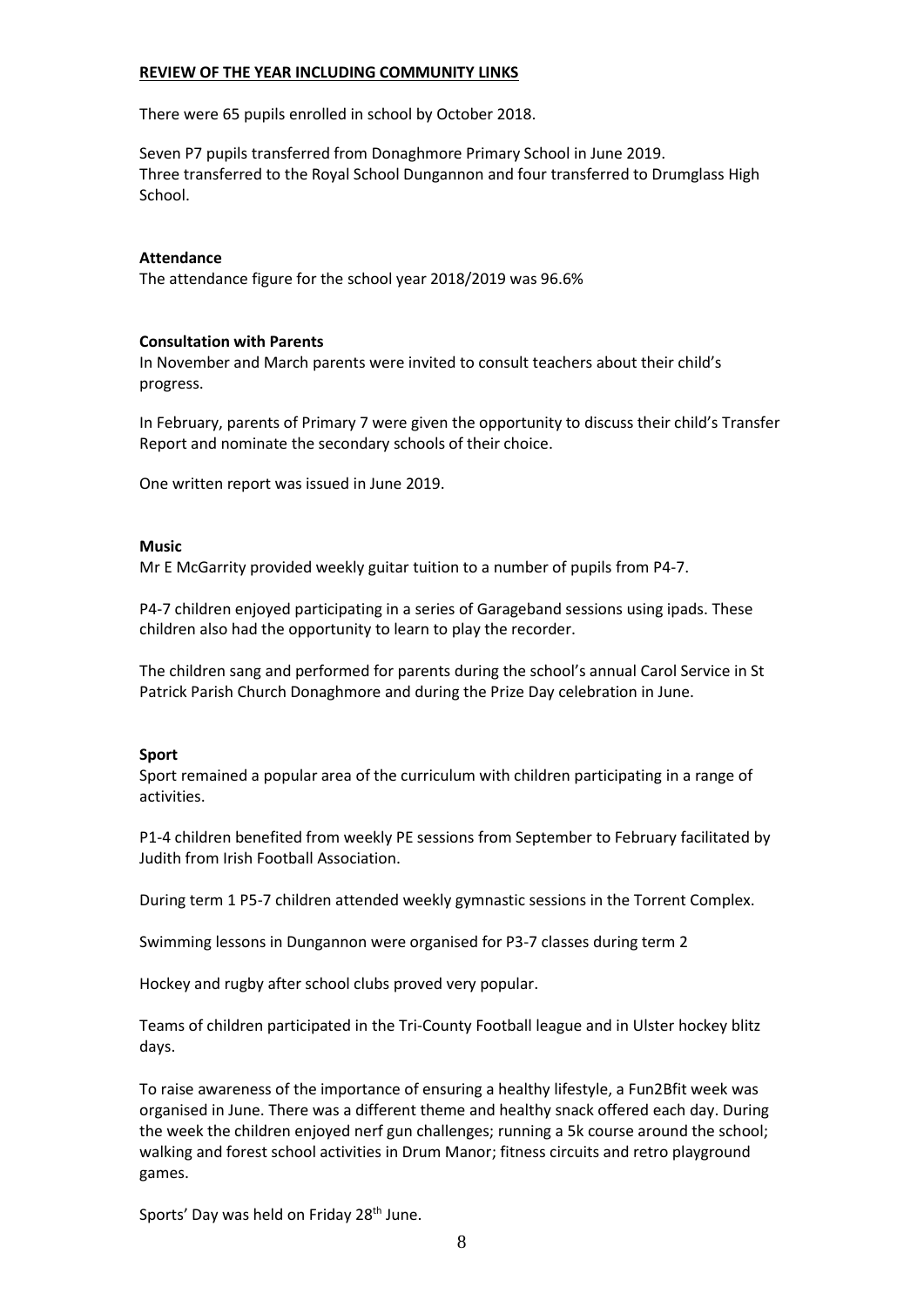## REVIEW OF THE YEAR INCLUDING COMMUNITY LINKS

There were 65 pupils enrolled in school by October 2018.

Seven P7 pupils transferred from Donaghmore Primary School in June 2019.
Three transferred to the Royal School Dungannon and four transferred to Drumglass High School.

### Attendance

The attendance figure for the school year 2018/2019 was 96.6%

### Consultation with Parents

In November and March parents were invited to consult teachers about their child's progress.

In February, parents of Primary 7 were given the opportunity to discuss their child's Transfer Report and nominate the secondary schools of their choice.

One written report was issued in June 2019.

### Music

Mr E McGarrity provided weekly guitar tuition to a number of pupils from P4-7.

P4-7 children enjoyed participating in a series of Garageband sessions using ipads. These children also had the opportunity to learn to play the recorder.

The children sang and performed for parents during the school's annual Carol Service in St Patrick Parish Church Donaghmore and during the Prize Day celebration in June.

### Sport

Sport remained a popular area of the curriculum with children participating in a range of activities.

P1-4 children benefited from weekly PE sessions from September to February facilitated by Judith from Irish Football Association.

During term 1 P5-7 children attended weekly gymnastic sessions in the Torrent Complex.

Swimming lessons in Dungannon were organised for P3-7 classes during term 2

Hockey and rugby after school clubs proved very popular.

Teams of children participated in the Tri-County Football league and in Ulster hockey blitz days.

To raise awareness of the importance of ensuring a healthy lifestyle, a Fun2Bfit week was organised in June. There was a different theme and healthy snack offered each day. During the week the children enjoyed nerf gun challenges; running a 5k course around the school; walking and forest school activities in Drum Manor; fitness circuits and retro playground games.

Sports' Day was held on Friday 28th June.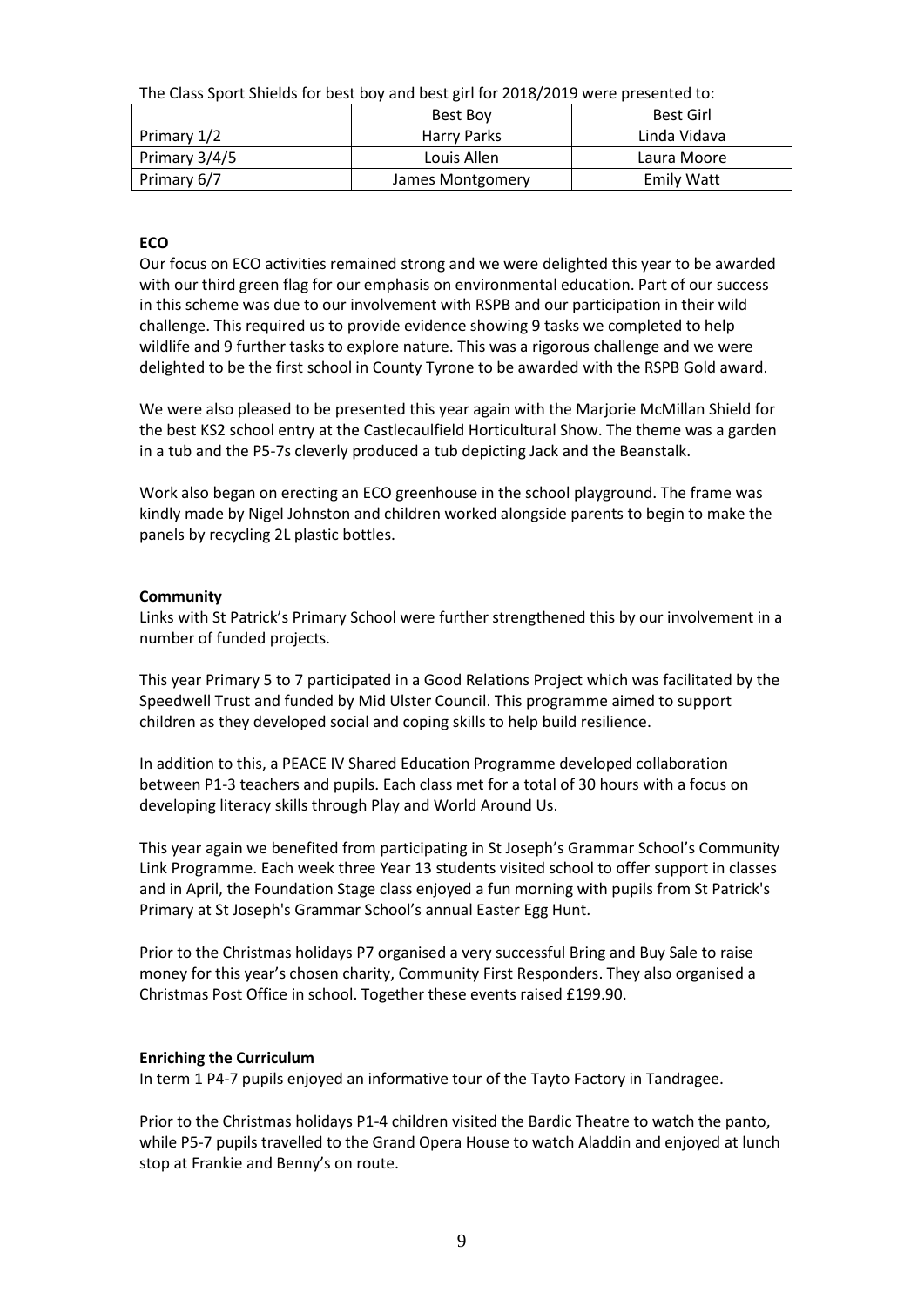The Class Sport Shields for best boy and best girl for 2018/2019 were presented to:

| | Best Boy | Best Girl |
|---|---|---|
| Primary 1/2 | Harry Parks | Linda Vidava |
| Primary 3/4/5 | Louis Allen | Laura Moore |
| Primary 6/7 | James Montgomery | Emily Watt |

**ECO**

Our focus on ECO activities remained strong and we were delighted this year to be awarded with our third green flag for our emphasis on environmental education. Part of our success in this scheme was due to our involvement with RSPB and our participation in their wild challenge. This required us to provide evidence showing 9 tasks we completed to help wildlife and 9 further tasks to explore nature. This was a rigorous challenge and we were delighted to be the first school in County Tyrone to be awarded with the RSPB Gold award.

We were also pleased to be presented this year again with the Marjorie McMillan Shield for the best KS2 school entry at the Castlecaulfield Horticultural Show. The theme was a garden in a tub and the P5-7s cleverly produced a tub depicting Jack and the Beanstalk.

Work also began on erecting an ECO greenhouse in the school playground. The frame was kindly made by Nigel Johnston and children worked alongside parents to begin to make the panels by recycling 2L plastic bottles.

**Community**

Links with St Patrick's Primary School were further strengthened this by our involvement in a number of funded projects.

This year Primary 5 to 7 participated in a Good Relations Project which was facilitated by the Speedwell Trust and funded by Mid Ulster Council. This programme aimed to support children as they developed social and coping skills to help build resilience.

In addition to this, a PEACE IV Shared Education Programme developed collaboration between P1-3 teachers and pupils. Each class met for a total of 30 hours with a focus on developing literacy skills through Play and World Around Us.

This year again we benefited from participating in St Joseph's Grammar School's Community Link Programme. Each week three Year 13 students visited school to offer support in classes and in April, the Foundation Stage class enjoyed a fun morning with pupils from St Patrick's Primary at St Joseph's Grammar School's annual Easter Egg Hunt.

Prior to the Christmas holidays P7 organised a very successful Bring and Buy Sale to raise money for this year's chosen charity, Community First Responders. They also organised a Christmas Post Office in school. Together these events raised £199.90.

**Enriching the Curriculum**

In term 1 P4-7 pupils enjoyed an informative tour of the Tayto Factory in Tandragee.

Prior to the Christmas holidays P1-4 children visited the Bardic Theatre to watch the panto, while P5-7 pupils travelled to the Grand Opera House to watch Aladdin and enjoyed at lunch stop at Frankie and Benny's on route.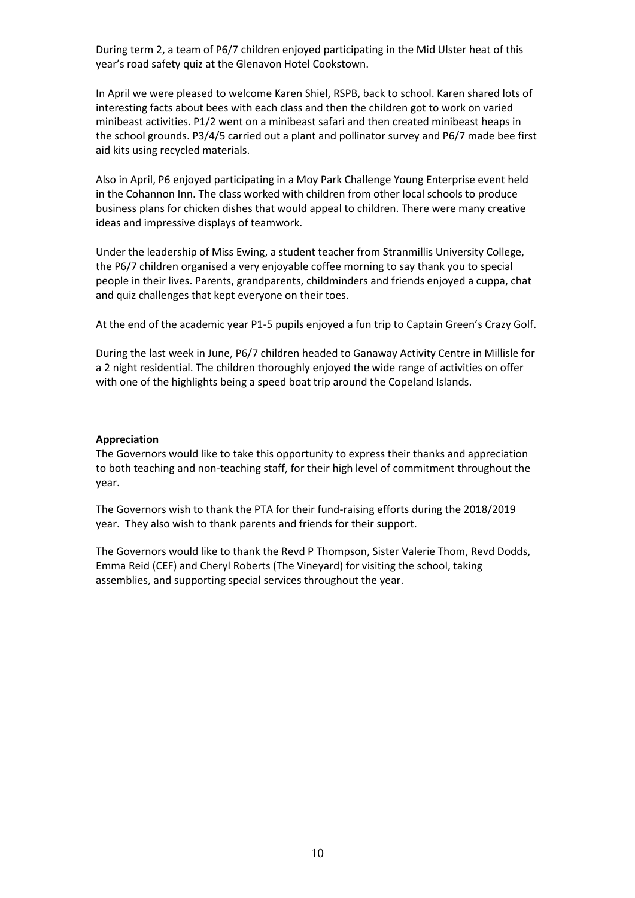During term 2, a team of P6/7 children enjoyed participating in the Mid Ulster heat of this year's road safety quiz at the Glenavon Hotel Cookstown.

In April we were pleased to welcome Karen Shiel, RSPB, back to school. Karen shared lots of interesting facts about bees with each class and then the children got to work on varied minibeast activities. P1/2 went on a minibeast safari and then created minibeast heaps in the school grounds. P3/4/5 carried out a plant and pollinator survey and P6/7 made bee first aid kits using recycled materials.

Also in April, P6 enjoyed participating in a Moy Park Challenge Young Enterprise event held in the Cohannon Inn. The class worked with children from other local schools to produce business plans for chicken dishes that would appeal to children. There were many creative ideas and impressive displays of teamwork.

Under the leadership of Miss Ewing, a student teacher from Stranmillis University College, the P6/7 children organised a very enjoyable coffee morning to say thank you to special people in their lives. Parents, grandparents, childminders and friends enjoyed a cuppa, chat and quiz challenges that kept everyone on their toes.

At the end of the academic year P1-5 pupils enjoyed a fun trip to Captain Green's Crazy Golf.

During the last week in June, P6/7 children headed to Ganaway Activity Centre in Millisle for a 2 night residential. The children thoroughly enjoyed the wide range of activities on offer with one of the highlights being a speed boat trip around the Copeland Islands.

**Appreciation**

The Governors would like to take this opportunity to express their thanks and appreciation to both teaching and non-teaching staff, for their high level of commitment throughout the year.

The Governors wish to thank the PTA for their fund-raising efforts during the 2018/2019 year. They also wish to thank parents and friends for their support.

The Governors would like to thank the Revd P Thompson, Sister Valerie Thom, Revd Dodds, Emma Reid (CEF) and Cheryl Roberts (The Vineyard) for visiting the school, taking assemblies, and supporting special services throughout the year.